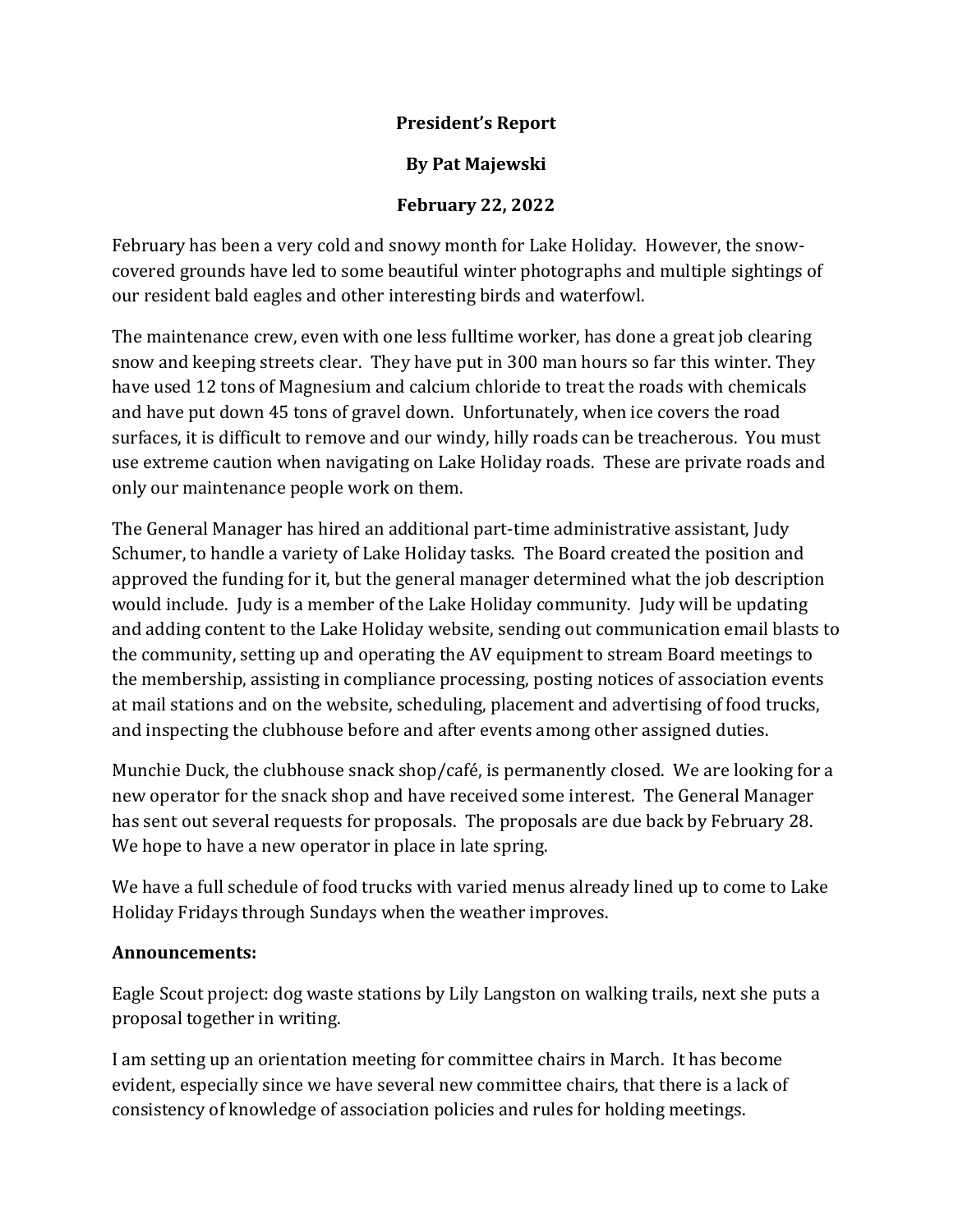# President's Report

## By Pat Majewski

## February 22, 2022

February has been a very cold and snowy month for Lake Holiday. However, the snow-covered grounds have led to some beautiful winter photographs and multiple sightings of our resident bald eagles and other interesting birds and waterfowl.

The maintenance crew, even with one less fulltime worker, has done a great job clearing snow and keeping streets clear. They have put in 300 man hours so far this winter. They have used 12 tons of Magnesium and calcium chloride to treat the roads with chemicals and have put down 45 tons of gravel down. Unfortunately, when ice covers the road surfaces, it is difficult to remove and our windy, hilly roads can be treacherous. You must use extreme caution when navigating on Lake Holiday roads. These are private roads and only our maintenance people work on them.

The General Manager has hired an additional part-time administrative assistant, Judy Schumer, to handle a variety of Lake Holiday tasks. The Board created the position and approved the funding for it, but the general manager determined what the job description would include. Judy is a member of the Lake Holiday community. Judy will be updating and adding content to the Lake Holiday website, sending out communication email blasts to the community, setting up and operating the AV equipment to stream Board meetings to the membership, assisting in compliance processing, posting notices of association events at mail stations and on the website, scheduling, placement and advertising of food trucks, and inspecting the clubhouse before and after events among other assigned duties.

Munchie Duck, the clubhouse snack shop/café, is permanently closed. We are looking for a new operator for the snack shop and have received some interest. The General Manager has sent out several requests for proposals. The proposals are due back by February 28. We hope to have a new operator in place in late spring.

We have a full schedule of food trucks with varied menus already lined up to come to Lake Holiday Fridays through Sundays when the weather improves.

**Announcements:**

Eagle Scout project: dog waste stations by Lily Langston on walking trails, next she puts a proposal together in writing.

I am setting up an orientation meeting for committee chairs in March. It has become evident, especially since we have several new committee chairs, that there is a lack of consistency of knowledge of association policies and rules for holding meetings.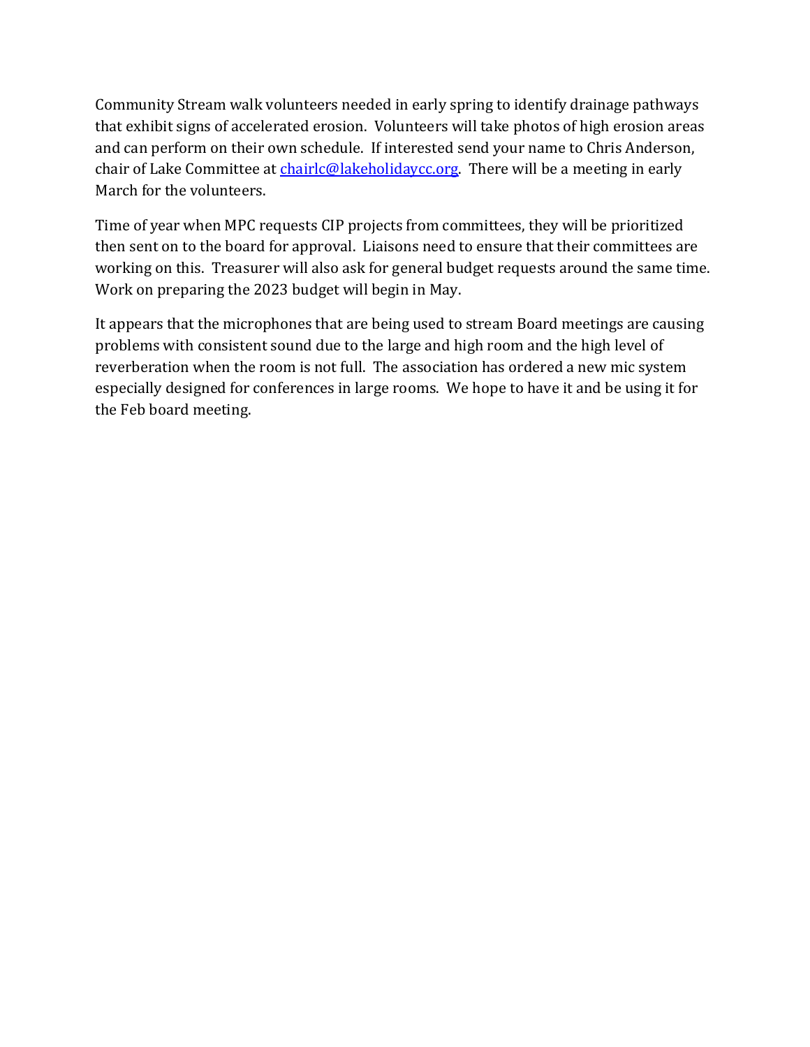Community Stream walk volunteers needed in early spring to identify drainage pathways that exhibit signs of accelerated erosion. Volunteers will take photos of high erosion areas and can perform on their own schedule. If interested send your name to Chris Anderson, chair of Lake Committee at [chairlc@lakeholidaycc.org](mailto:chairlc@lakeholidaycc.org). There will be a meeting in early March for the volunteers.

Time of year when MPC requests CIP projects from committees, they will be prioritized then sent on to the board for approval. Liaisons need to ensure that their committees are working on this. Treasurer will also ask for general budget requests around the same time. Work on preparing the 2023 budget will begin in May.

It appears that the microphones that are being used to stream Board meetings are causing problems with consistent sound due to the large and high room and the high level of reverberation when the room is not full. The association has ordered a new mic system especially designed for conferences in large rooms. We hope to have it and be using it for the Feb board meeting.